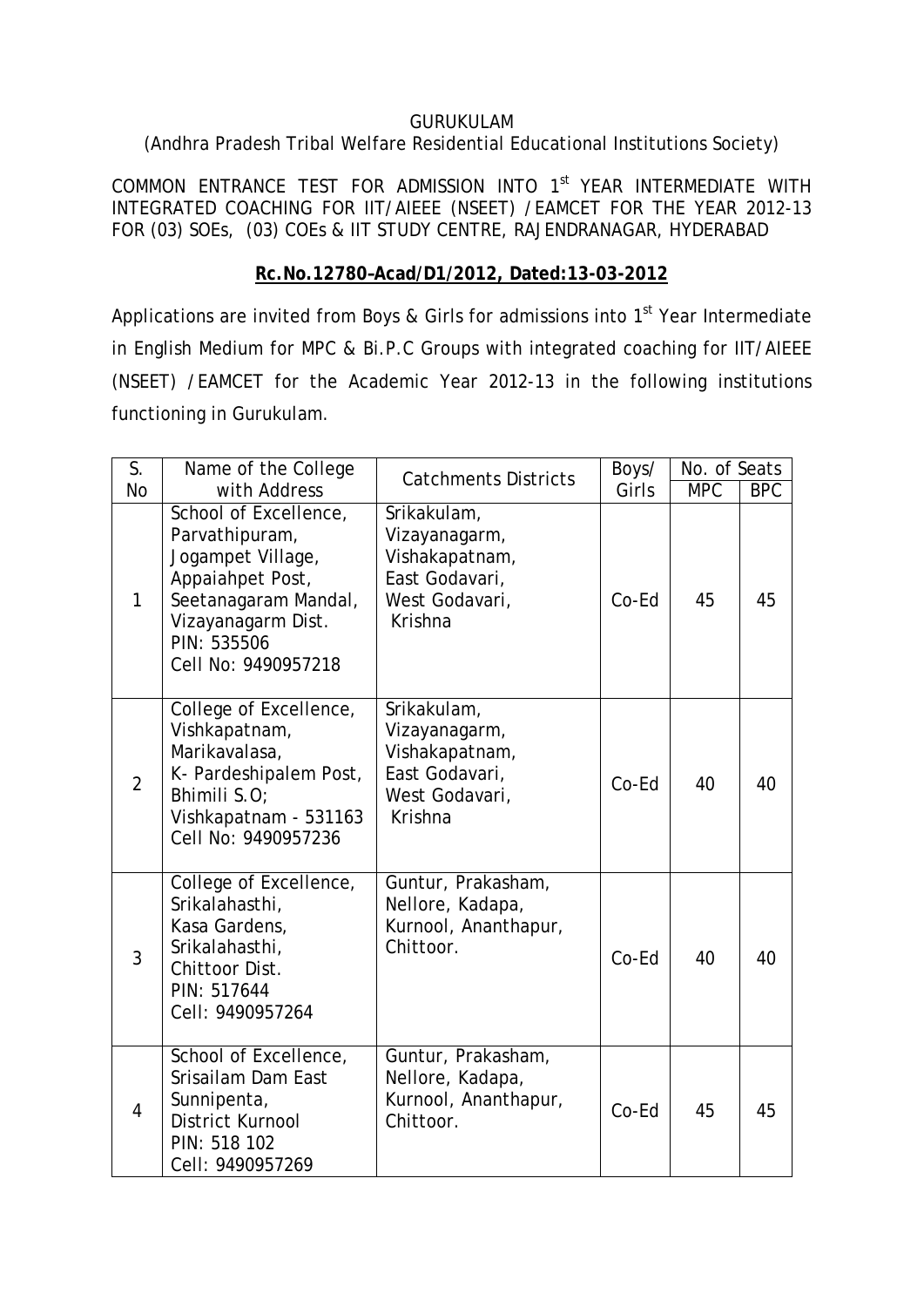GURUKULAM

(Andhra Pradesh Tribal Welfare Residential Educational Institutions Society)

COMMON ENTRANCE TEST FOR ADMISSION INTO 1st YEAR INTERMEDIATE WITH INTEGRATED COACHING FOR IIT/AIEEE (NSEET) /EAMCET FOR THE YEAR 2012-13 FOR (03) SOEs, (03) COEs & IIT STUDY CENTRE, RAJENDRANAGAR, HYDERABAD

**Rc.No.12780–Acad/D1/2012, Dated:13-03-2012**

Applications are invited from Boys & Girls for admissions into 1st Year Intermediate in English Medium for MPC & Bi.P.C Groups with integrated coaching for IIT/AIEEE (NSEET) /EAMCET for the Academic Year 2012-13 in the following institutions functioning in Gurukulam.

| S. No | Name of the College with Address | Catchments Districts | Boys/ Girls | No. of Seats | |
|---|---|---|---|---|---|
| | | | | MPC | BPC |
| 1 | School of Excellence, Parvathipuram, Jogampet Village, Appaiahpet Post, Seetanagaram Mandal, Vizayanagarm Dist. PIN: 535506 Cell No: 9490957218 | Srikakulam, Vizayanagarm, Vishakapatnam, East Godavari, West Godavari, Krishna | Co-Ed | 45 | 45 |
| 2 | College of Excellence, Vishkapatnam, Marikavalasa, K- Pardeshipalem Post, Bhimili S.O; Vishkapatnam - 531163 Cell No: 9490957236 | Srikakulam, Vizayanagarm, Vishakapatnam, East Godavari, West Godavari, Krishna | Co-Ed | 40 | 40 |
| 3 | College of Excellence, Srikalahasthi, Kasa Gardens, Srikalahasthi, Chittoor Dist. PIN: 517644 Cell: 9490957264 | Guntur, Prakasham, Nellore, Kadapa, Kurnool, Ananthapur, Chittoor. | Co-Ed | 40 | 40 |
| 4 | School of Excellence, Srisailam Dam East Sunnipenta, District Kurnool PIN: 518 102 Cell: 9490957269 | Guntur, Prakasham, Nellore, Kadapa, Kurnool, Ananthapur, Chittoor. | Co-Ed | 45 | 45 |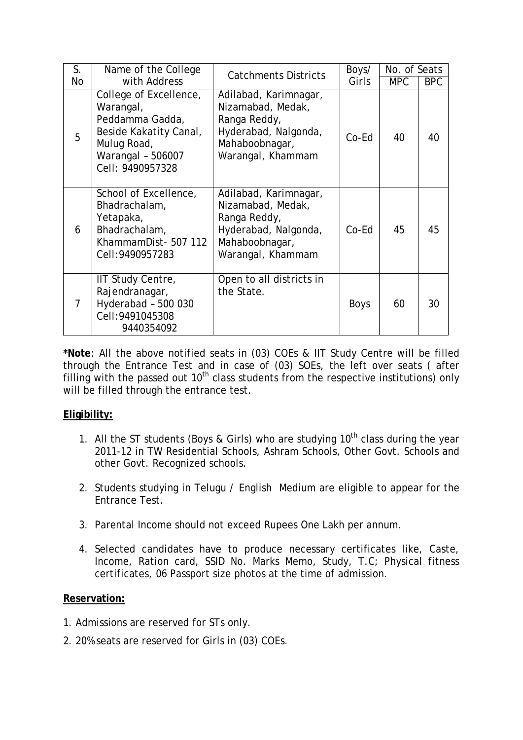| S. No | Name of the College with Address | Catchments Districts | Boys/ Girls | No. of Seats | |
|---|---|---|---|---|---|
| | | | | MPC | BPC |
| 5 | College of Excellence, Warangal, Peddamma Gadda, Beside Kakatity Canal, Mulug Road, Warangal – 506007 Cell: 9490957328 | Adilabad, Karimnagar, Nizamabad, Medak, Ranga Reddy, Hyderabad, Nalgonda, Mahaboobnagar, Warangal, Khammam | Co-Ed | 40 | 40 |
| 6 | School of Excellence, Bhadrachalam, Yetapaka, Bhadrachalam, KhammamDist- 507 112 Cell:9490957283 | Adilabad, Karimnagar, Nizamabad, Medak, Ranga Reddy, Hyderabad, Nalgonda, Mahaboobnagar, Warangal, Khammam | Co-Ed | 45 | 45 |
| 7 | IIT Study Centre, Rajendranagar, Hyderabad – 500 030 Cell:9491045308 9440354092 | Open to all districts in the State. | Boys | 60 | 30 |

***Note**: All the above notified seats in (03) COEs & IIT Study Centre will be filled through the Entrance Test and in case of (03) SOEs, the left over seats ( after filling with the passed out 10th class students from the respective institutions) only will be filled through the entrance test.

**Eligibility:**

1. All the ST students (Boys & Girls) who are studying 10th class during the year 2011-12 in TW Residential Schools, Ashram Schools, Other Govt. Schools and other Govt. Recognized schools.
2. Students studying in Telugu / English Medium are eligible to appear for the Entrance Test.
3. Parental Income should not exceed Rupees One Lakh per annum.
4. Selected candidates have to produce necessary certificates like, Caste, Income, Ration card, SSID No. Marks Memo, Study, T.C; Physical fitness certificates, 06 Passport size photos at the time of admission.

**Reservation:**

1. Admissions are reserved for STs only.
2. 20% seats are reserved for Girls in (03) COEs.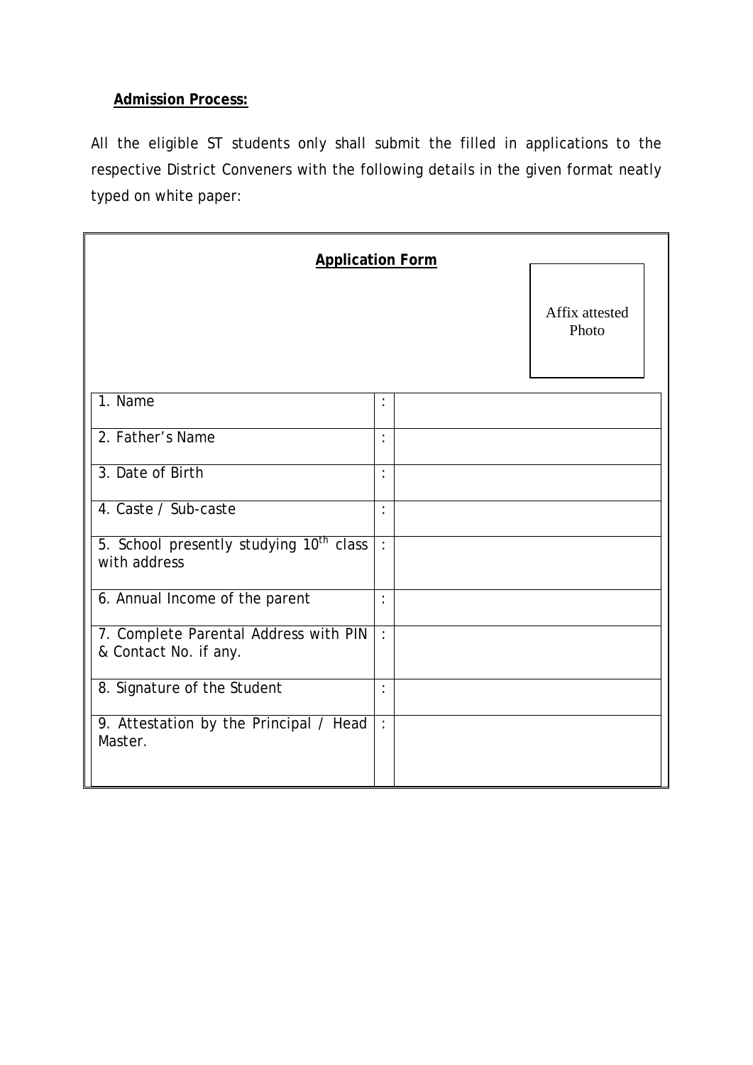**Admission Process:**

All the eligible ST students only shall submit the filled in applications to the respective District Conveners with the following details in the given format neatly typed on white paper:

**Application Form**

Affix attested Photo

| | | |
|---|---|---|
| 1. Name | : | |
| 2. Father's Name | : | |
| 3. Date of Birth | : | |
| 4. Caste / Sub-caste | : | |
| 5. School presently studying $10^{th}$ class with address | : | |
| 6. Annual Income of the parent | : | |
| 7. Complete Parental Address with PIN & Contact No. if any. | : | |
| 8. Signature of the Student | : | |
| 9. Attestation by the Principal / Head Master. | : | |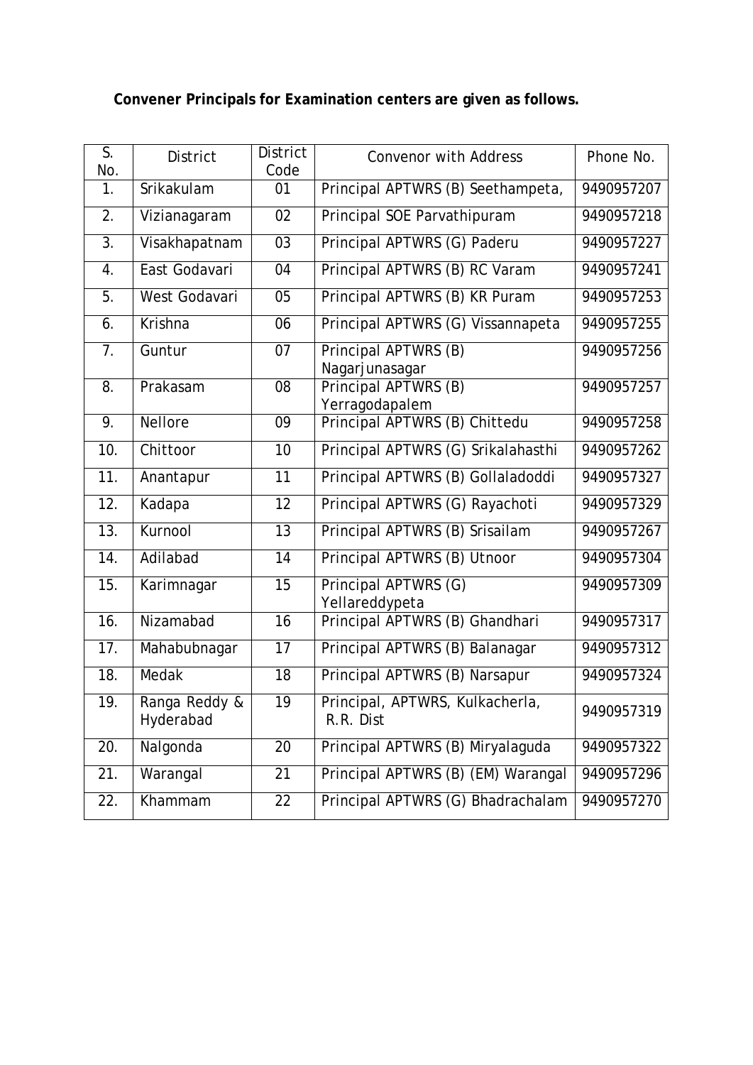**Convener Principals for Examination centers are given as follows.**

| S. No. | District | District Code | Convenor with Address | Phone No. |
|---|---|---|---|---|
| 1. | Srikakulam | 01 | Principal APTWRS (B) Seethampeta, | 9490957207 |
| 2. | Vizianagaram | 02 | Principal SOE Parvathipuram | 9490957218 |
| 3. | Visakhapatnam | 03 | Principal APTWRS (G) Paderu | 9490957227 |
| 4. | East Godavari | 04 | Principal APTWRS (B) RC Varam | 9490957241 |
| 5. | West Godavari | 05 | Principal APTWRS (B) KR Puram | 9490957253 |
| 6. | Krishna | 06 | Principal APTWRS (G) Vissannapeta | 9490957255 |
| 7. | Guntur | 07 | Principal APTWRS (B) Nagarjunasagar | 9490957256 |
| 8. | Prakasam | 08 | Principal APTWRS (B) Yerragodapalem | 9490957257 |
| 9. | Nellore | 09 | Principal APTWRS (B) Chittedu | 9490957258 |
| 10. | Chittoor | 10 | Principal APTWRS (G) Srikalahasthi | 9490957262 |
| 11. | Anantapur | 11 | Principal APTWRS (B) Gollaladoddi | 9490957327 |
| 12. | Kadapa | 12 | Principal APTWRS (G) Rayachoti | 9490957329 |
| 13. | Kurnool | 13 | Principal APTWRS (B) Srisailam | 9490957267 |
| 14. | Adilabad | 14 | Principal APTWRS (B) Utnoor | 9490957304 |
| 15. | Karimnagar | 15 | Principal APTWRS (G) Yellareddypeta | 9490957309 |
| 16. | Nizamabad | 16 | Principal APTWRS (B) Ghandhari | 9490957317 |
| 17. | Mahabubnagar | 17 | Principal APTWRS (B) Balanagar | 9490957312 |
| 18. | Medak | 18 | Principal APTWRS (B) Narsapur | 9490957324 |
| 19. | Ranga Reddy & Hyderabad | 19 | Principal, APTWRS, Kulkacherla, R.R. Dist | 9490957319 |
| 20. | Nalgonda | 20 | Principal APTWRS (B) Miryalaguda | 9490957322 |
| 21. | Warangal | 21 | Principal APTWRS (B) (EM) Warangal | 9490957296 |
| 22. | Khammam | 22 | Principal APTWRS (G) Bhadrachalam | 9490957270 |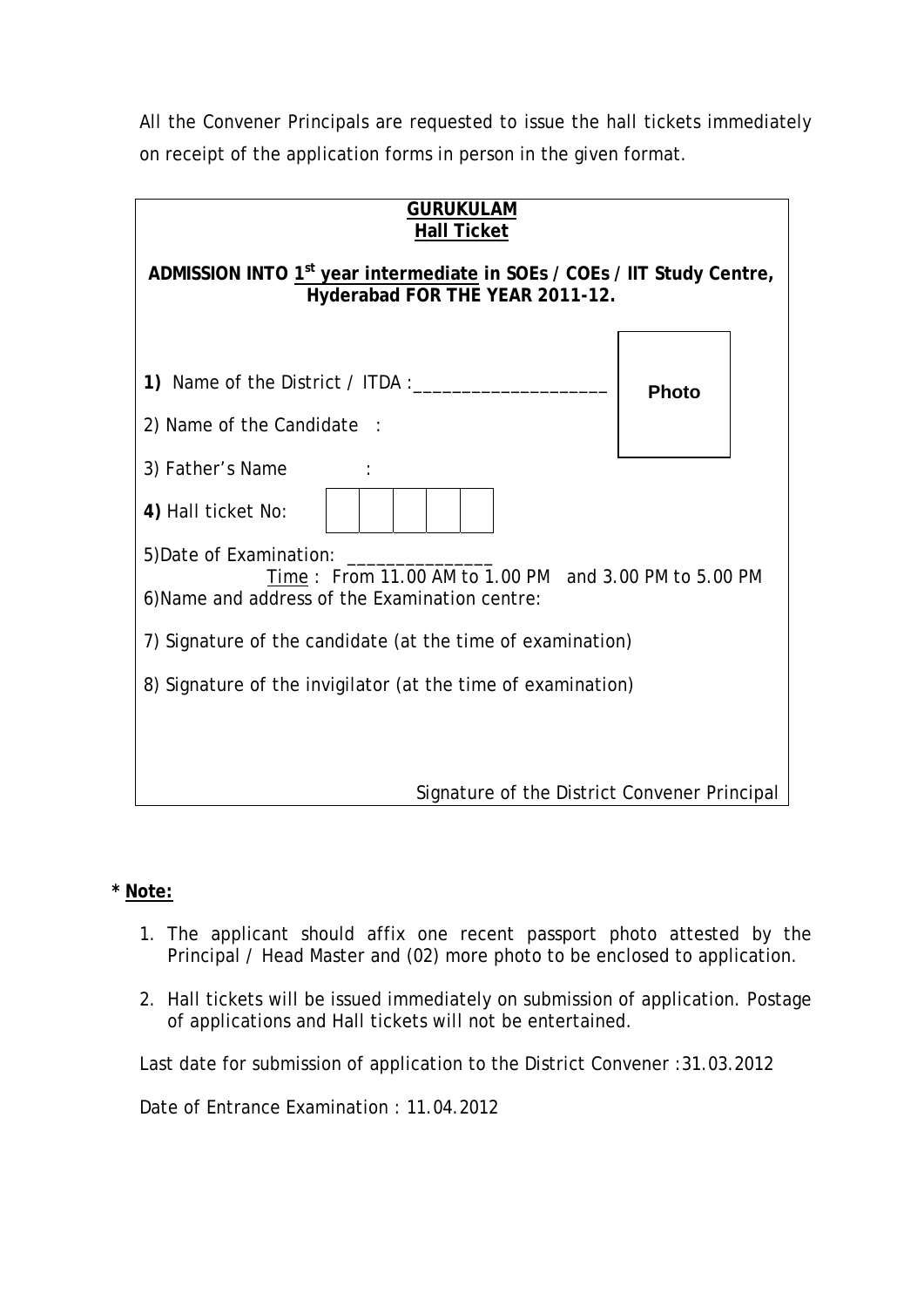All the Convener Principals are requested to issue the hall tickets immediately on receipt of the application forms in person in the given format.

**<u>GURUKULAM</u>**
**<u>Hall Ticket</u>**

**ADMISSION INTO <u>1st year intermediate</u> in SOEs / COEs / IIT Study Centre, Hyderabad FOR THE YEAR 2011-12.**

**Photo**

**1)** Name of the District / ITDA :____________________

2) Name of the Candidate :

3) Father's Name :

**4)** Hall ticket No: | | | | | |

5)Date of Examination: _______________

<u>Time</u> : From 11.00 AM to 1.00 PM and 3.00 PM to 5.00 PM

6)Name and address of the Examination centre:

7) Signature of the candidate (at the time of examination)

8) Signature of the invigilator (at the time of examination)

Signature of the District Convener Principal

**\* <u>Note:</u>**

1. The applicant should affix one recent passport photo attested by the Principal / Head Master and (02) more photo to be enclosed to application.
2. Hall tickets will be issued immediately on submission of application. Postage of applications and Hall tickets will not be entertained.

Last date for submission of application to the District Convener :31.03.2012

Date of Entrance Examination : 11.04.2012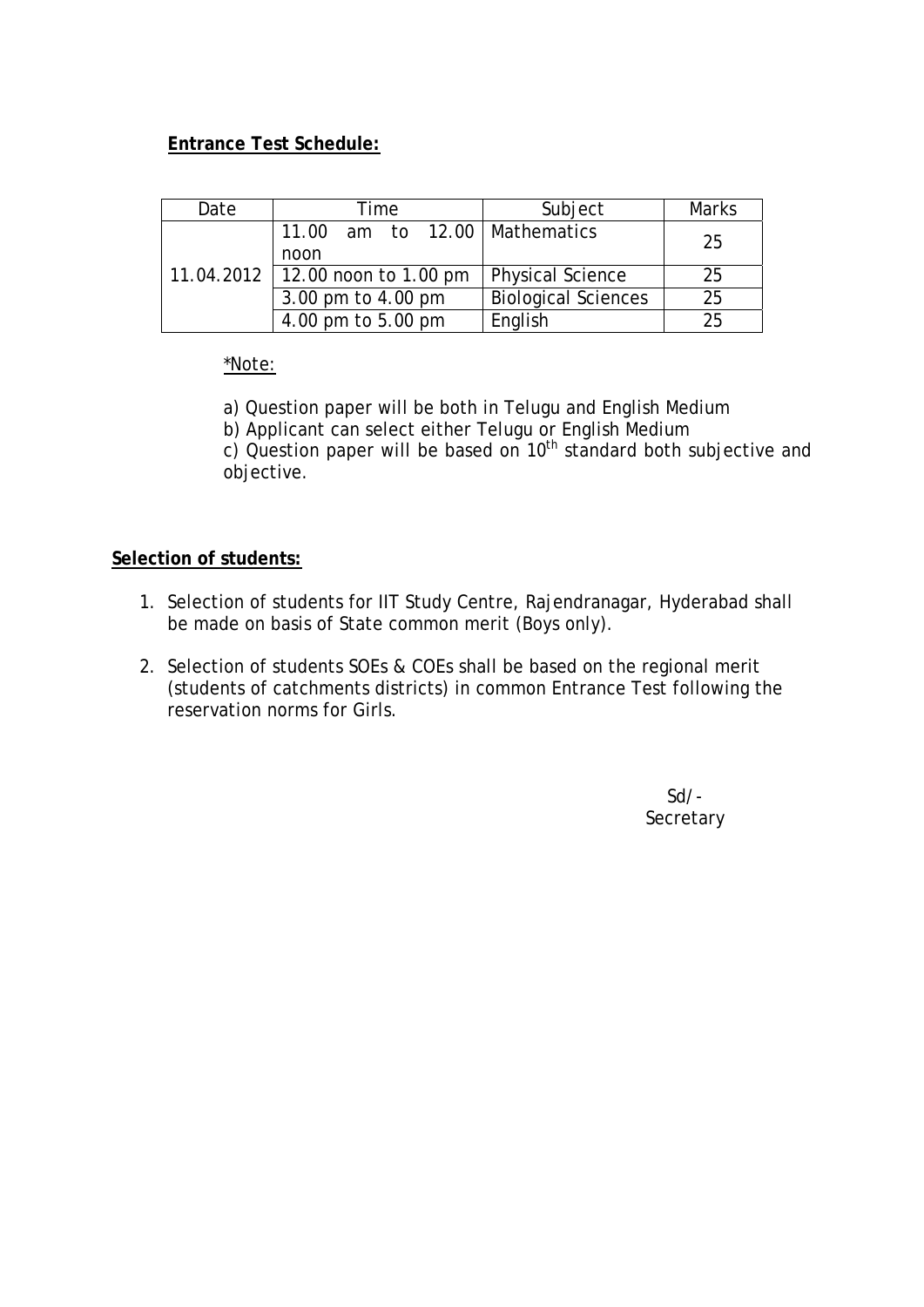**Entrance Test Schedule:**

| Date | Time | Subject | Marks |
|---|---|---|---|
| 11.04.2012 | 11.00 am to 12.00 noon | Mathematics | 25 |
| | 12.00 noon to 1.00 pm | Physical Science | 25 |
| | 3.00 pm to 4.00 pm | Biological Sciences | 25 |
| | 4.00 pm to 5.00 pm | English | 25 |

*Note:

a) Question paper will be both in Telugu and English Medium
b) Applicant can select either Telugu or English Medium
c) Question paper will be based on $10^{th}$ standard both subjective and objective.

**Selection of students:**

1. Selection of students for IIT Study Centre, Rajendranagar, Hyderabad shall be made on basis of State common merit (Boys only).
2. Selection of students SOEs & COEs shall be based on the regional merit (students of catchments districts) in common Entrance Test following the reservation norms for Girls.

Sd/-
Secretary